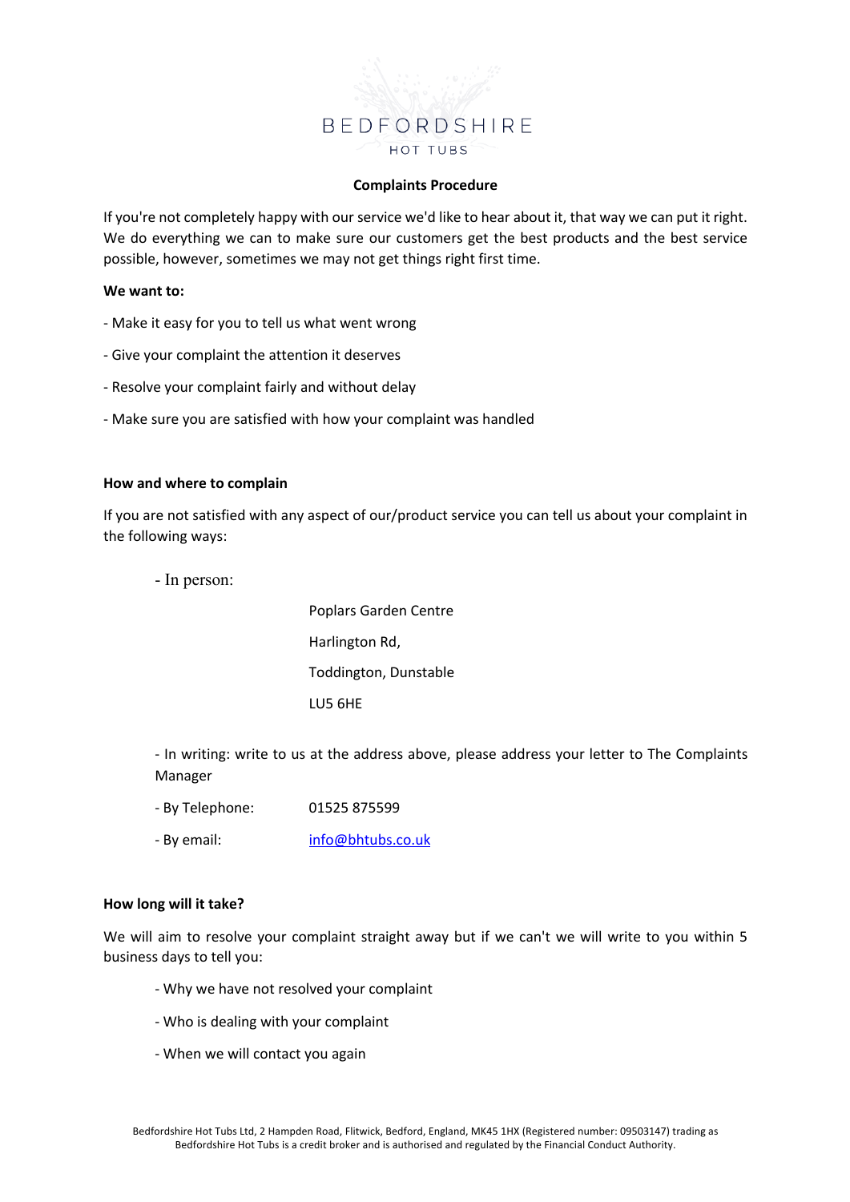BEDFORDSHIRE
HOT TUBS

## Complaints Procedure

If you're not completely happy with our service we'd like to hear about it, that way we can put it right. We do everything we can to make sure our customers get the best products and the best service possible, however, sometimes we may not get things right first time.

**We want to:**

- Make it easy for you to tell us what went wrong
- Give your complaint the attention it deserves
- Resolve your complaint fairly and without delay
- Make sure you are satisfied with how your complaint was handled

**How and where to complain**

If you are not satisfied with any aspect of our/product service you can tell us about your complaint in the following ways:

- In person:

  Poplars Garden Centre
  Harlington Rd,
  Toddington, Dunstable
  LU5 6HE

- In writing: write to us at the address above, please address your letter to The Complaints Manager
- By Telephone: 01525 875599
- By email: info@bhtubs.co.uk

**How long will it take?**

We will aim to resolve your complaint straight away but if we can't we will write to you within 5 business days to tell you:

- Why we have not resolved your complaint
- Who is dealing with your complaint
- When we will contact you again

Bedfordshire Hot Tubs Ltd, 2 Hampden Road, Flitwick, Bedford, England, MK45 1HX (Registered number: 09503147) trading as Bedfordshire Hot Tubs is a credit broker and is authorised and regulated by the Financial Conduct Authority.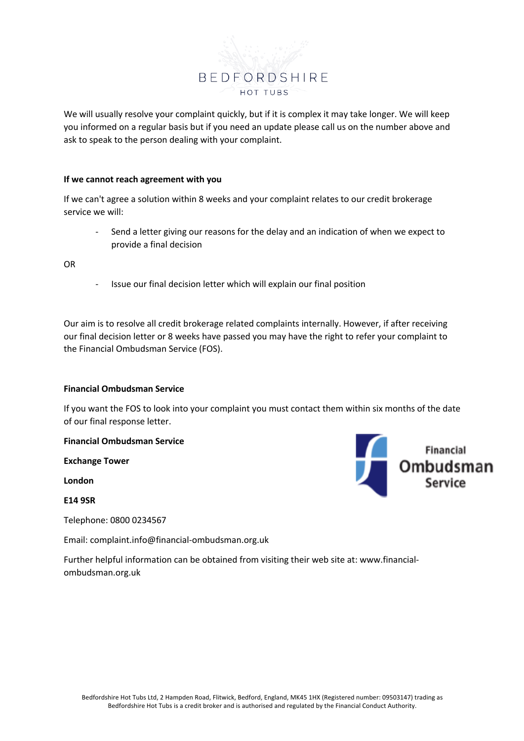We will usually resolve your complaint quickly, but if it is complex it may take longer. We will keep you informed on a regular basis but if you need an update please call us on the number above and ask to speak to the person dealing with your complaint.

**If we cannot reach agreement with you**

If we can't agree a solution within 8 weeks and your complaint relates to our credit brokerage service we will:

- Send a letter giving our reasons for the delay and an indication of when we expect to provide a final decision

OR

- Issue our final decision letter which will explain our final position

Our aim is to resolve all credit brokerage related complaints internally. However, if after receiving our final decision letter or 8 weeks have passed you may have the right to refer your complaint to the Financial Ombudsman Service (FOS).

**Financial Ombudsman Service**

If you want the FOS to look into your complaint you must contact them within six months of the date of our final response letter.

**Financial Ombudsman Service**

**Exchange Tower**

**London**

**E14 9SR**

Telephone: 0800 0234567

Email: complaint.info@financial-ombudsman.org.uk

Further helpful information can be obtained from visiting their web site at: www.financial-ombudsman.org.uk

Bedfordshire Hot Tubs Ltd, 2 Hampden Road, Flitwick, Bedford, England, MK45 1HX (Registered number: 09503147) trading as Bedfordshire Hot Tubs is a credit broker and is authorised and regulated by the Financial Conduct Authority.